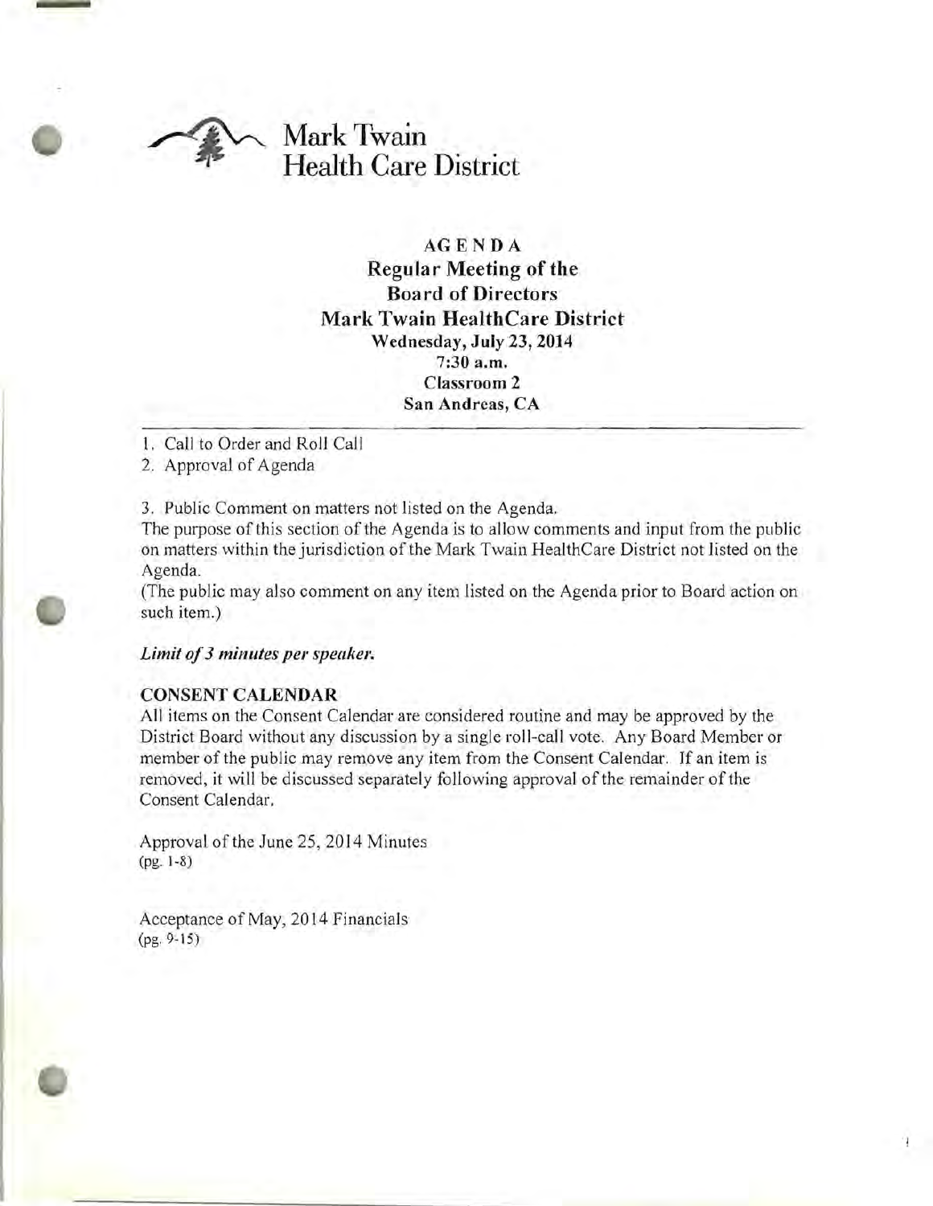# Mark Twain Health Care District

## AGENDA
## Regular Meeting of the Board of Directors
## Mark Twain HealthCare District

**Wednesday, July 23, 2014**
**7:30 a.m.**
**Classroom 2**
**San Andreas, CA**

---

1. Call to Order and Roll Call
2. Approval of Agenda
3. Public Comment on matters not listed on the Agenda.

The purpose of this section of the Agenda is to allow comments and input from the public on matters within the jurisdiction of the Mark Twain HealthCare District not listed on the Agenda.

(The public may also comment on any item listed on the Agenda prior to Board action on such item.)

***Limit of 3 minutes per speaker.***

**CONSENT CALENDAR**

All items on the Consent Calendar are considered routine and may be approved by the District Board without any discussion by a single roll-call vote. Any Board Member or member of the public may remove any item from the Consent Calendar. If an item is removed, it will be discussed separately following approval of the remainder of the Consent Calendar.

Approval of the June 25, 2014 Minutes
(pg. 1-8)

Acceptance of May, 2014 Financials
(pg. 9-15)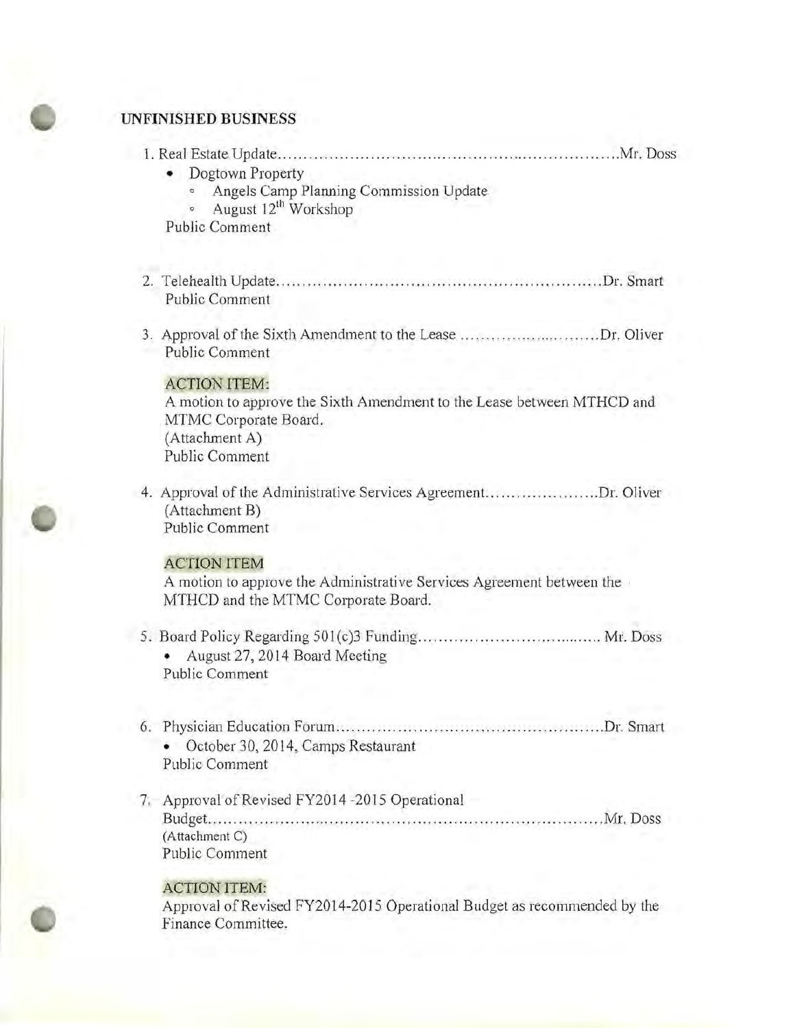## UNFINISHED BUSINESS

1. Real Estate Update……………………………………………………………Mr. Doss
   - Dogtown Property
     - Angels Camp Planning Commission Update
     - August 12th Workshop

   Public Comment

2. Telehealth Update……………………………………………………………Dr. Smart

   Public Comment

3. Approval of the Sixth Amendment to the Lease ………………………Dr. Oliver

   Public Comment

   ACTION ITEM:
   A motion to approve the Sixth Amendment to the Lease between MTHCD and MTMC Corporate Board.
   (Attachment A)
   Public Comment

4. Approval of the Administrative Services Agreement…………………Dr. Oliver

   (Attachment B)
   Public Comment

   ACTION ITEM
   A motion to approve the Administrative Services Agreement between the MTHCD and the MTMC Corporate Board.

5. Board Policy Regarding 501(c)3 Funding……………………………… Mr. Doss
   - August 27, 2014 Board Meeting

   Public Comment

6. Physician Education Forum……………………………………………………Dr. Smart
   - October 30, 2014, Camps Restaurant

   Public Comment

7. Approval of Revised FY2014 -2015 Operational Budget……………………………………………………………………Mr. Doss

   (Attachment C)
   Public Comment

   ACTION ITEM:
   Approval of Revised FY2014-2015 Operational Budget as recommended by the Finance Committee.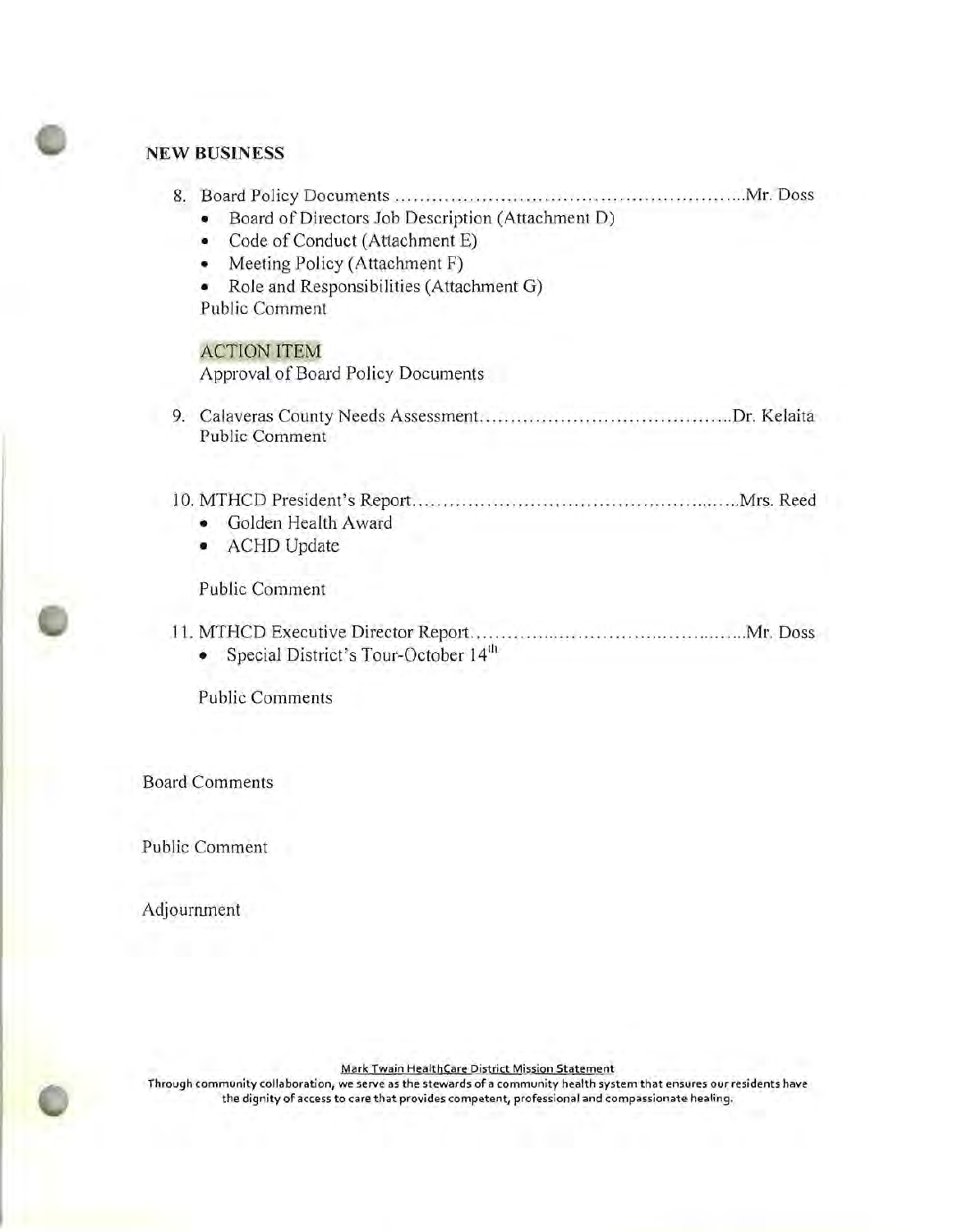## NEW BUSINESS

8. Board Policy Documents ........................................................Mr. Doss
   - Board of Directors Job Description (Attachment D)
   - Code of Conduct (Attachment E)
   - Meeting Policy (Attachment F)
   - Role and Responsibilities (Attachment G)

   Public Comment

   ACTION ITEM
   Approval of Board Policy Documents

9. Calaveras County Needs Assessment........................................Dr. Kelaita
   Public Comment

10. MTHCD President's Report..................................................Mrs. Reed
    - Golden Health Award
    - ACHD Update

    Public Comment

11. MTHCD Executive Director Report............................................Mr. Doss
    - Special District's Tour-October 14th

    Public Comments

Board Comments

Public Comment

Adjournment

Mark Twain HealthCare District Mission Statement
Through community collaboration, we serve as the stewards of a community health system that ensures our residents have the dignity of access to care that provides competent, professional and compassionate healing.